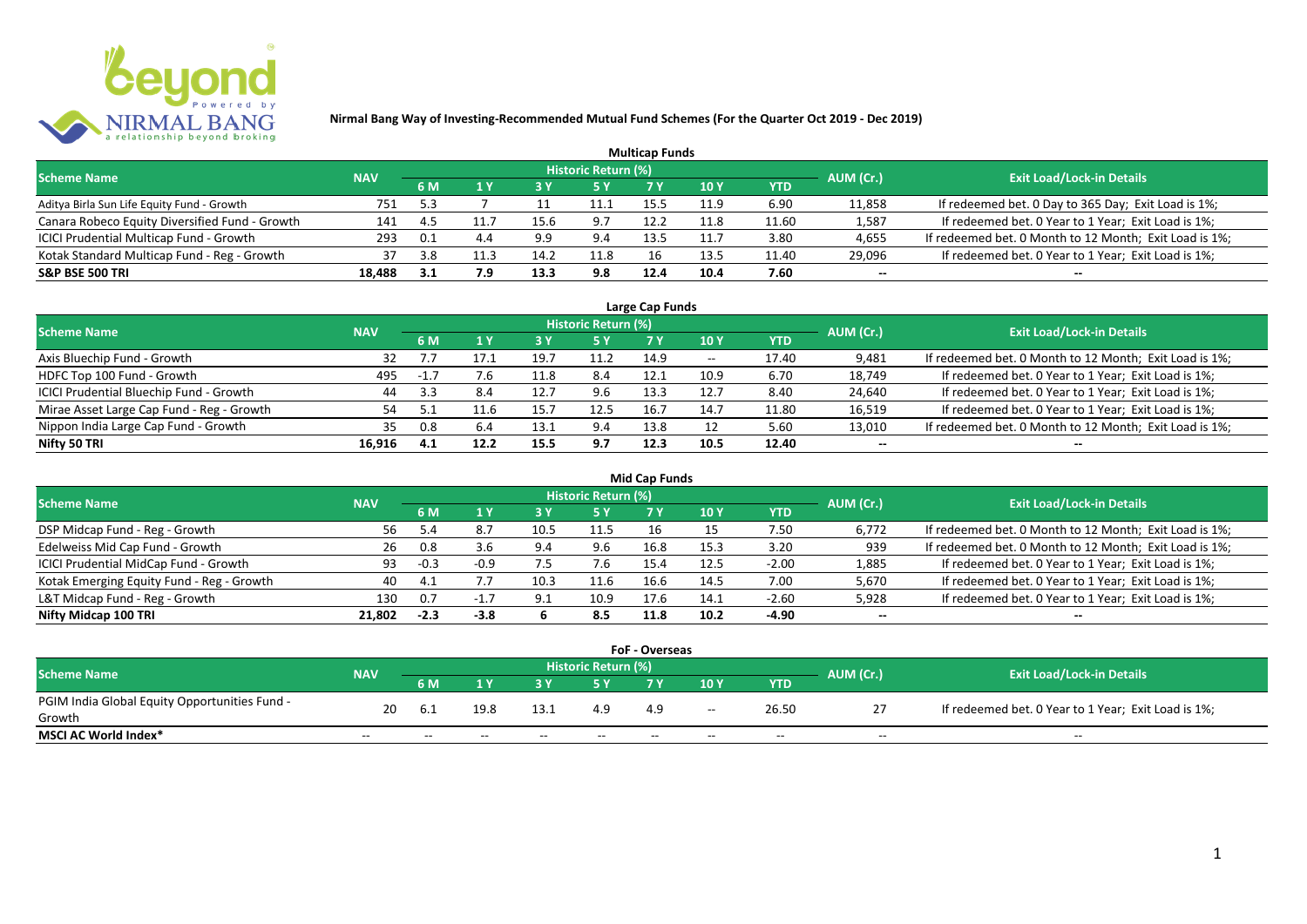**Nirmal Bang Way of Investing-Recommended Mutual Fund Schemes (For the Quarter Oct 2019 - Dec 2019)**

### Multicap Funds

| Scheme Name | NAV | Historic Return (%) | | | | | | | AUM (Cr.) | Exit Load/Lock-in Details |
|---|---|---|---|---|---|---|---|---|---|---|
| | | 6 M | 1 Y | 3 Y | 5 Y | 7 Y | 10 Y | YTD | | |
| Aditya Birla Sun Life Equity Fund - Growth | 751 | 5.3 | 7 | 11 | 11.1 | 15.5 | 11.9 | 6.90 | 11,858 | If redeemed bet. 0 Day to 365 Day; Exit Load is 1%; |
| Canara Robeco Equity Diversified Fund - Growth | 141 | 4.5 | 11.7 | 15.6 | 9.7 | 12.2 | 11.8 | 11.60 | 1,587 | If redeemed bet. 0 Year to 1 Year; Exit Load is 1%; |
| ICICI Prudential Multicap Fund - Growth | 293 | 0.1 | 4.4 | 9.9 | 9.4 | 13.5 | 11.7 | 3.80 | 4,655 | If redeemed bet. 0 Month to 12 Month; Exit Load is 1%; |
| Kotak Standard Multicap Fund - Reg - Growth | 37 | 3.8 | 11.3 | 14.2 | 11.8 | 16 | 13.5 | 11.40 | 29,096 | If redeemed bet. 0 Year to 1 Year; Exit Load is 1%; |
| **S&P BSE 500 TRI** | **18,488** | **3.1** | **7.9** | **13.3** | **9.8** | **12.4** | **10.4** | **7.60** | **--** | **--** |

### Large Cap Funds

| Scheme Name | NAV | Historic Return (%) | | | | | | | AUM (Cr.) | Exit Load/Lock-in Details |
|---|---|---|---|---|---|---|---|---|---|---|
| | | 6 M | 1 Y | 3 Y | 5 Y | 7 Y | 10 Y | YTD | | |
| Axis Bluechip Fund - Growth | 32 | 7.7 | 17.1 | 19.7 | 11.2 | 14.9 | -- | 17.40 | 9,481 | If redeemed bet. 0 Month to 12 Month; Exit Load is 1%; |
| HDFC Top 100 Fund - Growth | 495 | -1.7 | 7.6 | 11.8 | 8.4 | 12.1 | 10.9 | 6.70 | 18,749 | If redeemed bet. 0 Year to 1 Year; Exit Load is 1%; |
| ICICI Prudential Bluechip Fund - Growth | 44 | 3.3 | 8.4 | 12.7 | 9.6 | 13.3 | 12.7 | 8.40 | 24,640 | If redeemed bet. 0 Year to 1 Year; Exit Load is 1%; |
| Mirae Asset Large Cap Fund - Reg - Growth | 54 | 5.1 | 11.6 | 15.7 | 12.5 | 16.7 | 14.7 | 11.80 | 16,519 | If redeemed bet. 0 Year to 1 Year; Exit Load is 1%; |
| Nippon India Large Cap Fund - Growth | 35 | 0.8 | 6.4 | 13.1 | 9.4 | 13.8 | 12 | 5.60 | 13,010 | If redeemed bet. 0 Month to 12 Month; Exit Load is 1%; |
| **Nifty 50 TRI** | **16,916** | **4.1** | **12.2** | **15.5** | **9.7** | **12.3** | **10.5** | **12.40** | **--** | **--** |

### Mid Cap Funds

| Scheme Name | NAV | Historic Return (%) | | | | | | | AUM (Cr.) | Exit Load/Lock-in Details |
|---|---|---|---|---|---|---|---|---|---|---|
| | | 6 M | 1 Y | 3 Y | 5 Y | 7 Y | 10 Y | YTD | | |
| DSP Midcap Fund - Reg - Growth | 56 | 5.4 | 8.7 | 10.5 | 11.5 | 16 | 15 | 7.50 | 6,772 | If redeemed bet. 0 Month to 12 Month; Exit Load is 1%; |
| Edelweiss Mid Cap Fund - Growth | 26 | 0.8 | 3.6 | 9.4 | 9.6 | 16.8 | 15.3 | 3.20 | 939 | If redeemed bet. 0 Month to 12 Month; Exit Load is 1%; |
| ICICI Prudential MidCap Fund - Growth | 93 | -0.3 | -0.9 | 7.5 | 7.6 | 15.4 | 12.5 | -2.00 | 1,885 | If redeemed bet. 0 Year to 1 Year; Exit Load is 1%; |
| Kotak Emerging Equity Fund - Reg - Growth | 40 | 4.1 | 7.7 | 10.3 | 11.6 | 16.6 | 14.5 | 7.00 | 5,670 | If redeemed bet. 0 Year to 1 Year; Exit Load is 1%; |
| L&T Midcap Fund - Reg - Growth | 130 | 0.7 | -1.7 | 9.1 | 10.9 | 17.6 | 14.1 | -2.60 | 5,928 | If redeemed bet. 0 Year to 1 Year; Exit Load is 1%; |
| **Nifty Midcap 100 TRI** | **21,802** | **-2.3** | **-3.8** | **6** | **8.5** | **11.8** | **10.2** | **-4.90** | **--** | **--** |

### FoF - Overseas

| Scheme Name | NAV | Historic Return (%) | | | | | | | AUM (Cr.) | Exit Load/Lock-in Details |
|---|---|---|---|---|---|---|---|---|---|---|
| | | 6 M | 1 Y | 3 Y | 5 Y | 7 Y | 10 Y | YTD | | |
| PGIM India Global Equity Opportunities Fund - Growth | 20 | 6.1 | 19.8 | 13.1 | 4.9 | 4.9 | -- | 26.50 | 27 | If redeemed bet. 0 Year to 1 Year; Exit Load is 1%; |
| **MSCI AC World Index*** | -- | -- | -- | -- | -- | -- | -- | -- | -- | -- |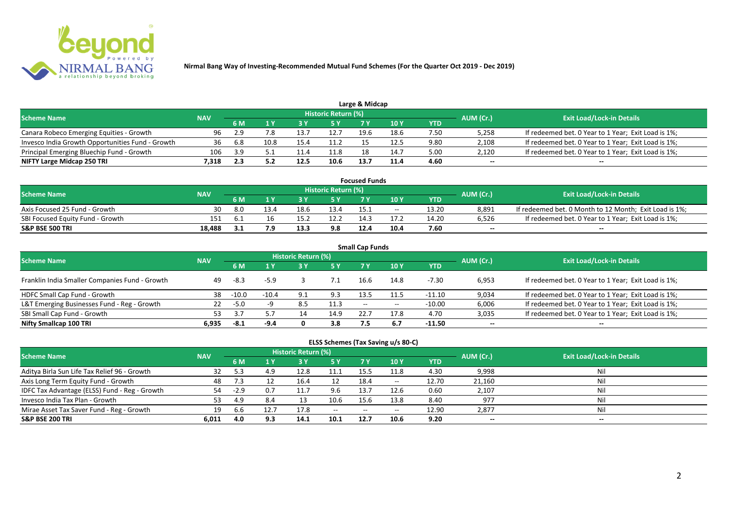**Nirmal Bang Way of Investing-Recommended Mutual Fund Schemes (For the Quarter Oct 2019 - Dec 2019)**

## Large & Midcap

| Scheme Name | NAV | Historic Return (%) | | | | | | | AUM (Cr.) | Exit Load/Lock-in Details |
|---|---|---|---|---|---|---|---|---|---|---|
| | | 6 M | 1 Y | 3 Y | 5 Y | 7 Y | 10 Y | YTD | | |
| Canara Robeco Emerging Equities - Growth | 96 | 2.9 | 7.8 | 13.7 | 12.7 | 19.6 | 18.6 | 7.50 | 5,258 | If redeemed bet. 0 Year to 1 Year; Exit Load is 1%; |
| Invesco India Growth Opportunities Fund - Growth | 36 | 6.8 | 10.8 | 15.4 | 11.2 | 15 | 12.5 | 9.80 | 2,108 | If redeemed bet. 0 Year to 1 Year; Exit Load is 1%; |
| Principal Emerging Bluechip Fund - Growth | 106 | 3.9 | 5.1 | 11.4 | 11.8 | 18 | 14.7 | 5.00 | 2,120 | If redeemed bet. 0 Year to 1 Year; Exit Load is 1%; |
| **NIFTY Large Midcap 250 TRI** | **7,318** | **2.3** | **5.2** | **12.5** | **10.6** | **13.7** | **11.4** | **4.60** | **--** | **--** |

## Focused Funds

| Scheme Name | NAV | Historic Return (%) | | | | | | | AUM (Cr.) | Exit Load/Lock-in Details |
|---|---|---|---|---|---|---|---|---|---|---|
| | | 6 M | 1 Y | 3 Y | 5 Y | 7 Y | 10 Y | YTD | | |
| Axis Focused 25 Fund - Growth | 30 | 8.0 | 13.4 | 18.6 | 13.4 | 15.1 | -- | 13.20 | 8,891 | If redeemed bet. 0 Month to 12 Month; Exit Load is 1%; |
| SBI Focused Equity Fund - Growth | 151 | 6.1 | 16 | 15.2 | 12.2 | 14.3 | 17.2 | 14.20 | 6,526 | If redeemed bet. 0 Year to 1 Year; Exit Load is 1%; |
| **S&P BSE 500 TRI** | **18,488** | **3.1** | **7.9** | **13.3** | **9.8** | **12.4** | **10.4** | **7.60** | **--** | **--** |

## Small Cap Funds

| Scheme Name | NAV | Historic Return (%) | | | | | | | AUM (Cr.) | Exit Load/Lock-in Details |
|---|---|---|---|---|---|---|---|---|---|---|
| | | 6 M | 1 Y | 3 Y | 5 Y | 7 Y | 10 Y | YTD | | |
| Franklin India Smaller Companies Fund - Growth | 49 | -8.3 | -5.9 | 3 | 7.1 | 16.6 | 14.8 | -7.30 | 6,953 | If redeemed bet. 0 Year to 1 Year; Exit Load is 1%; |
| HDFC Small Cap Fund - Growth | 38 | -10.0 | -10.4 | 9.1 | 9.3 | 13.5 | 11.5 | -11.10 | 9,034 | If redeemed bet. 0 Year to 1 Year; Exit Load is 1%; |
| L&T Emerging Businesses Fund - Reg - Growth | 22 | -5.0 | -9 | 8.5 | 11.3 | -- | -- | -10.00 | 6,006 | If redeemed bet. 0 Year to 1 Year; Exit Load is 1%; |
| SBI Small Cap Fund - Growth | 53 | 3.7 | 5.7 | 14 | 14.9 | 22.7 | 17.8 | 4.70 | 3,035 | If redeemed bet. 0 Year to 1 Year; Exit Load is 1%; |
| **Nifty Smallcap 100 TRI** | **6,935** | **-8.1** | **-9.4** | **0** | **3.8** | **7.5** | **6.7** | **-11.50** | **--** | **--** |

## ELSS Schemes (Tax Saving u/s 80-C)

| Scheme Name | NAV | Historic Return (%) | | | | | | | AUM (Cr.) | Exit Load/Lock-in Details |
|---|---|---|---|---|---|---|---|---|---|---|
| | | 6 M | 1 Y | 3 Y | 5 Y | 7 Y | 10 Y | YTD | | |
| Aditya Birla Sun Life Tax Relief 96 - Growth | 32 | 5.3 | 4.9 | 12.8 | 11.1 | 15.5 | 11.8 | 4.30 | 9,998 | Nil |
| Axis Long Term Equity Fund - Growth | 48 | 7.3 | 12 | 16.4 | 12 | 18.4 | -- | 12.70 | 21,160 | Nil |
| IDFC Tax Advantage (ELSS) Fund - Reg - Growth | 54 | -2.9 | 0.7 | 11.7 | 9.6 | 13.7 | 12.6 | 0.60 | 2,107 | Nil |
| Invesco India Tax Plan - Growth | 53 | 4.9 | 8.4 | 13 | 10.6 | 15.6 | 13.8 | 8.40 | 977 | Nil |
| Mirae Asset Tax Saver Fund - Reg - Growth | 19 | 6.6 | 12.7 | 17.8 | -- | -- | -- | 12.90 | 2,877 | Nil |
| **S&P BSE 200 TRI** | **6,011** | **4.0** | **9.3** | **14.1** | **10.1** | **12.7** | **10.6** | **9.20** | **--** | **--** |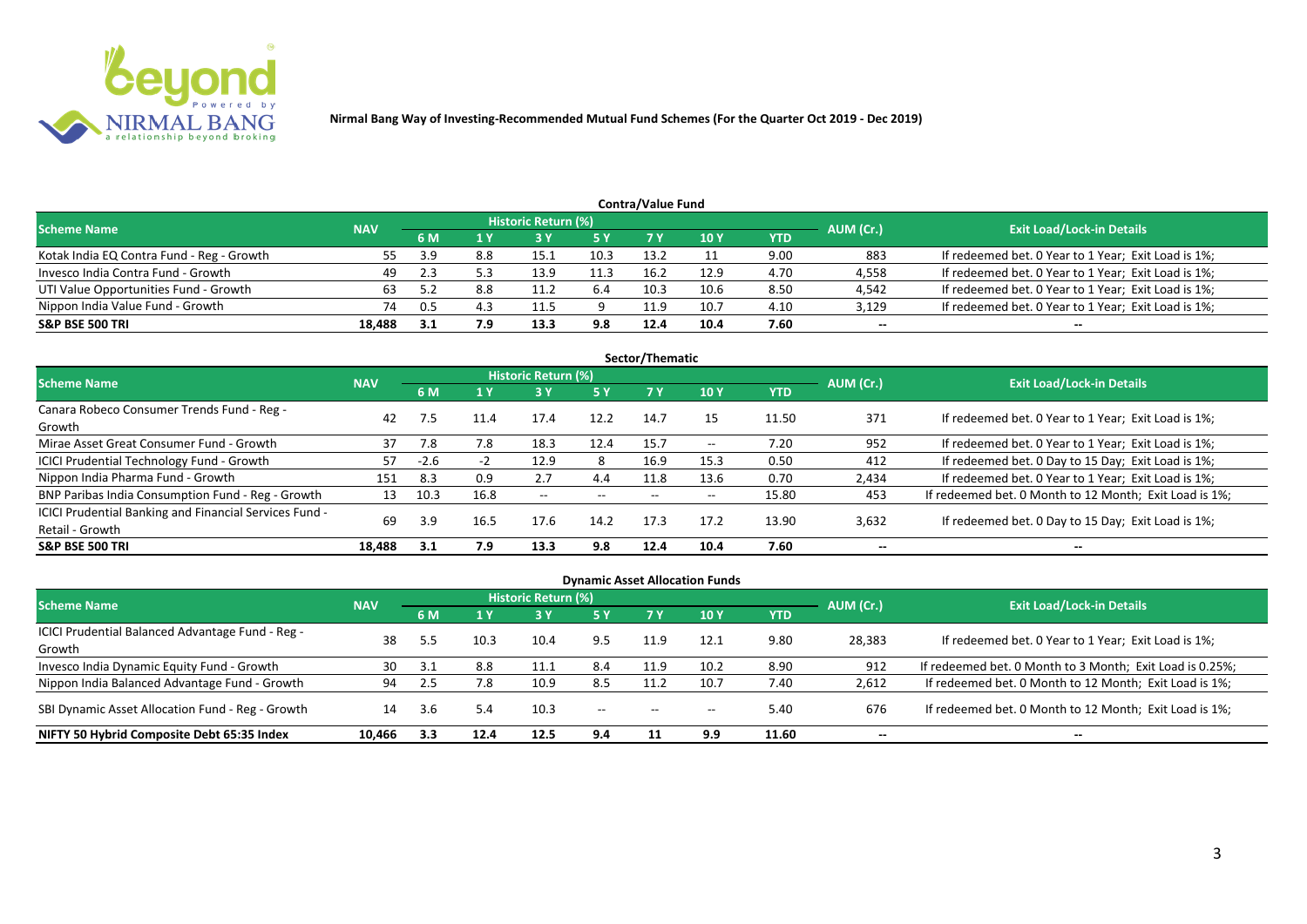**Nirmal Bang Way of Investing-Recommended Mutual Fund Schemes (For the Quarter Oct 2019 - Dec 2019)**

### Contra/Value Fund

| Scheme Name | NAV | Historic Return (%) | | | | | | | AUM (Cr.) | Exit Load/Lock-in Details |
|---|---|---|---|---|---|---|---|---|---|---|
| | | 6 M | 1 Y | 3 Y | 5 Y | 7 Y | 10 Y | YTD | | |
| Kotak India EQ Contra Fund - Reg - Growth | 55 | 3.9 | 8.8 | 15.1 | 10.3 | 13.2 | 11 | 9.00 | 883 | If redeemed bet. 0 Year to 1 Year; Exit Load is 1%; |
| Invesco India Contra Fund - Growth | 49 | 2.3 | 5.3 | 13.9 | 11.3 | 16.2 | 12.9 | 4.70 | 4,558 | If redeemed bet. 0 Year to 1 Year; Exit Load is 1%; |
| UTI Value Opportunities Fund - Growth | 63 | 5.2 | 8.8 | 11.2 | 6.4 | 10.3 | 10.6 | 8.50 | 4,542 | If redeemed bet. 0 Year to 1 Year; Exit Load is 1%; |
| Nippon India Value Fund - Growth | 74 | 0.5 | 4.3 | 11.5 | 9 | 11.9 | 10.7 | 4.10 | 3,129 | If redeemed bet. 0 Year to 1 Year; Exit Load is 1%; |
| **S&P BSE 500 TRI** | **18,488** | **3.1** | **7.9** | **13.3** | **9.8** | **12.4** | **10.4** | **7.60** | **--** | **--** |

### Sector/Thematic

| Scheme Name | NAV | Historic Return (%) | | | | | | | AUM (Cr.) | Exit Load/Lock-in Details |
|---|---|---|---|---|---|---|---|---|---|---|
| | | 6 M | 1 Y | 3 Y | 5 Y | 7 Y | 10 Y | YTD | | |
| Canara Robeco Consumer Trends Fund - Reg - Growth | 42 | 7.5 | 11.4 | 17.4 | 12.2 | 14.7 | 15 | 11.50 | 371 | If redeemed bet. 0 Year to 1 Year; Exit Load is 1%; |
| Mirae Asset Great Consumer Fund - Growth | 37 | 7.8 | 7.8 | 18.3 | 12.4 | 15.7 | -- | 7.20 | 952 | If redeemed bet. 0 Year to 1 Year; Exit Load is 1%; |
| ICICI Prudential Technology Fund - Growth | 57 | -2.6 | -2 | 12.9 | 8 | 16.9 | 15.3 | 0.50 | 412 | If redeemed bet. 0 Day to 15 Day; Exit Load is 1%; |
| Nippon India Pharma Fund - Growth | 151 | 8.3 | 0.9 | 2.7 | 4.4 | 11.8 | 13.6 | 0.70 | 2,434 | If redeemed bet. 0 Year to 1 Year; Exit Load is 1%; |
| BNP Paribas India Consumption Fund - Reg - Growth | 13 | 10.3 | 16.8 | -- | -- | -- | -- | 15.80 | 453 | If redeemed bet. 0 Month to 12 Month; Exit Load is 1%; |
| ICICI Prudential Banking and Financial Services Fund - Retail - Growth | 69 | 3.9 | 16.5 | 17.6 | 14.2 | 17.3 | 17.2 | 13.90 | 3,632 | If redeemed bet. 0 Day to 15 Day; Exit Load is 1%; |
| **S&P BSE 500 TRI** | **18,488** | **3.1** | **7.9** | **13.3** | **9.8** | **12.4** | **10.4** | **7.60** | **--** | **--** |

### Dynamic Asset Allocation Funds

| Scheme Name | NAV | Historic Return (%) | | | | | | | AUM (Cr.) | Exit Load/Lock-in Details |
|---|---|---|---|---|---|---|---|---|---|---|
| | | 6 M | 1 Y | 3 Y | 5 Y | 7 Y | 10 Y | YTD | | |
| ICICI Prudential Balanced Advantage Fund - Reg - Growth | 38 | 5.5 | 10.3 | 10.4 | 9.5 | 11.9 | 12.1 | 9.80 | 28,383 | If redeemed bet. 0 Year to 1 Year; Exit Load is 1%; |
| Invesco India Dynamic Equity Fund - Growth | 30 | 3.1 | 8.8 | 11.1 | 8.4 | 11.9 | 10.2 | 8.90 | 912 | If redeemed bet. 0 Month to 3 Month; Exit Load is 0.25%; |
| Nippon India Balanced Advantage Fund - Growth | 94 | 2.5 | 7.8 | 10.9 | 8.5 | 11.2 | 10.7 | 7.40 | 2,612 | If redeemed bet. 0 Month to 12 Month; Exit Load is 1%; |
| SBI Dynamic Asset Allocation Fund - Reg - Growth | 14 | 3.6 | 5.4 | 10.3 | -- | -- | -- | 5.40 | 676 | If redeemed bet. 0 Month to 12 Month; Exit Load is 1%; |
| **NIFTY 50 Hybrid Composite Debt 65:35 Index** | **10,466** | **3.3** | **12.4** | **12.5** | **9.4** | **11** | **9.9** | **11.60** | **--** | **--** |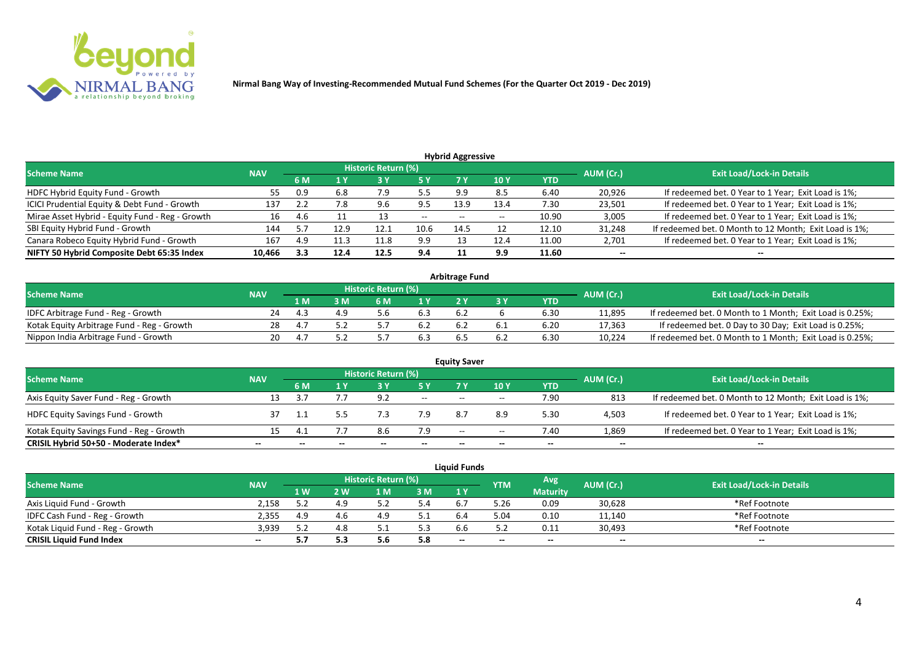Nirmal Bang Way of Investing-Recommended Mutual Fund Schemes (For the Quarter Oct 2019 - Dec 2019)

## Hybrid Aggressive

| Scheme Name | NAV | Historic Return (%) | | | | | | | AUM (Cr.) | Exit Load/Lock-in Details |
|---|---|---|---|---|---|---|---|---|---|---|
| | | 6 M | 1 Y | 3 Y | 5 Y | 7 Y | 10 Y | YTD | | |
| HDFC Hybrid Equity Fund - Growth | 55 | 0.9 | 6.8 | 7.9 | 5.5 | 9.9 | 8.5 | 6.40 | 20,926 | If redeemed bet. 0 Year to 1 Year; Exit Load is 1%; |
| ICICI Prudential Equity & Debt Fund - Growth | 137 | 2.2 | 7.8 | 9.6 | 9.5 | 13.9 | 13.4 | 7.30 | 23,501 | If redeemed bet. 0 Year to 1 Year; Exit Load is 1%; |
| Mirae Asset Hybrid - Equity Fund - Reg - Growth | 16 | 4.6 | 11 | 13 | -- | -- | -- | 10.90 | 3,005 | If redeemed bet. 0 Year to 1 Year; Exit Load is 1%; |
| SBI Equity Hybrid Fund - Growth | 144 | 5.7 | 12.9 | 12.1 | 10.6 | 14.5 | 12 | 12.10 | 31,248 | If redeemed bet. 0 Month to 12 Month; Exit Load is 1%; |
| Canara Robeco Equity Hybrid Fund - Growth | 167 | 4.9 | 11.3 | 11.8 | 9.9 | 13 | 12.4 | 11.00 | 2,701 | If redeemed bet. 0 Year to 1 Year; Exit Load is 1%; |
| **NIFTY 50 Hybrid Composite Debt 65:35 Index** | **10,466** | **3.3** | **12.4** | **12.5** | **9.4** | **11** | **9.9** | **11.60** | **--** | **--** |

## Arbitrage Fund

| Scheme Name | NAV | Historic Return (%) | | | | | | | AUM (Cr.) | Exit Load/Lock-in Details |
|---|---|---|---|---|---|---|---|---|---|---|
| | | 1 M | 3 M | 6 M | 1 Y | 2 Y | 3 Y | YTD | | |
| IDFC Arbitrage Fund - Reg - Growth | 24 | 4.3 | 4.9 | 5.6 | 6.3 | 6.2 | 6 | 6.30 | 11,895 | If redeemed bet. 0 Month to 1 Month; Exit Load is 0.25%; |
| Kotak Equity Arbitrage Fund - Reg - Growth | 28 | 4.7 | 5.2 | 5.7 | 6.2 | 6.2 | 6.1 | 6.20 | 17,363 | If redeemed bet. 0 Day to 30 Day; Exit Load is 0.25%; |
| Nippon India Arbitrage Fund - Growth | 20 | 4.7 | 5.2 | 5.7 | 6.3 | 6.5 | 6.2 | 6.30 | 10,224 | If redeemed bet. 0 Month to 1 Month; Exit Load is 0.25%; |

## Equity Saver

| Scheme Name | NAV | Historic Return (%) | | | | | | | AUM (Cr.) | Exit Load/Lock-in Details |
|---|---|---|---|---|---|---|---|---|---|---|
| | | 6 M | 1 Y | 3 Y | 5 Y | 7 Y | 10 Y | YTD | | |
| Axis Equity Saver Fund - Reg - Growth | 13 | 3.7 | 7.7 | 9.2 | -- | -- | -- | 7.90 | 813 | If redeemed bet. 0 Month to 12 Month; Exit Load is 1%; |
| HDFC Equity Savings Fund - Growth | 37 | 1.1 | 5.5 | 7.3 | 7.9 | 8.7 | 8.9 | 5.30 | 4,503 | If redeemed bet. 0 Year to 1 Year; Exit Load is 1%; |
| Kotak Equity Savings Fund - Reg - Growth | 15 | 4.1 | 7.7 | 8.6 | 7.9 | -- | -- | 7.40 | 1,869 | If redeemed bet. 0 Year to 1 Year; Exit Load is 1%; |
| **CRISIL Hybrid 50+50 - Moderate Index*** | **--** | **--** | **--** | **--** | **--** | **--** | **--** | **--** | **--** | **--** |

## Liquid Funds

| Scheme Name | NAV | Historic Return (%) | | | | | YTM | Avg Maturity | AUM (Cr.) | Exit Load/Lock-in Details |
|---|---|---|---|---|---|---|---|---|---|---|
| | | 1 W | 2 W | 1 M | 3 M | 1 Y | | | | |
| Axis Liquid Fund - Growth | 2,158 | 5.2 | 4.9 | 5.2 | 5.4 | 6.7 | 5.26 | 0.09 | 30,628 | *Ref Footnote |
| IDFC Cash Fund - Reg - Growth | 2,355 | 4.9 | 4.6 | 4.9 | 5.1 | 6.4 | 5.04 | 0.10 | 11,140 | *Ref Footnote |
| Kotak Liquid Fund - Reg - Growth | 3,939 | 5.2 | 4.8 | 5.1 | 5.3 | 6.6 | 5.2 | 0.11 | 30,493 | *Ref Footnote |
| **CRISIL Liquid Fund Index** | **--** | **5.7** | **5.3** | **5.6** | **5.8** | **--** | **--** | **--** | **--** | **--** |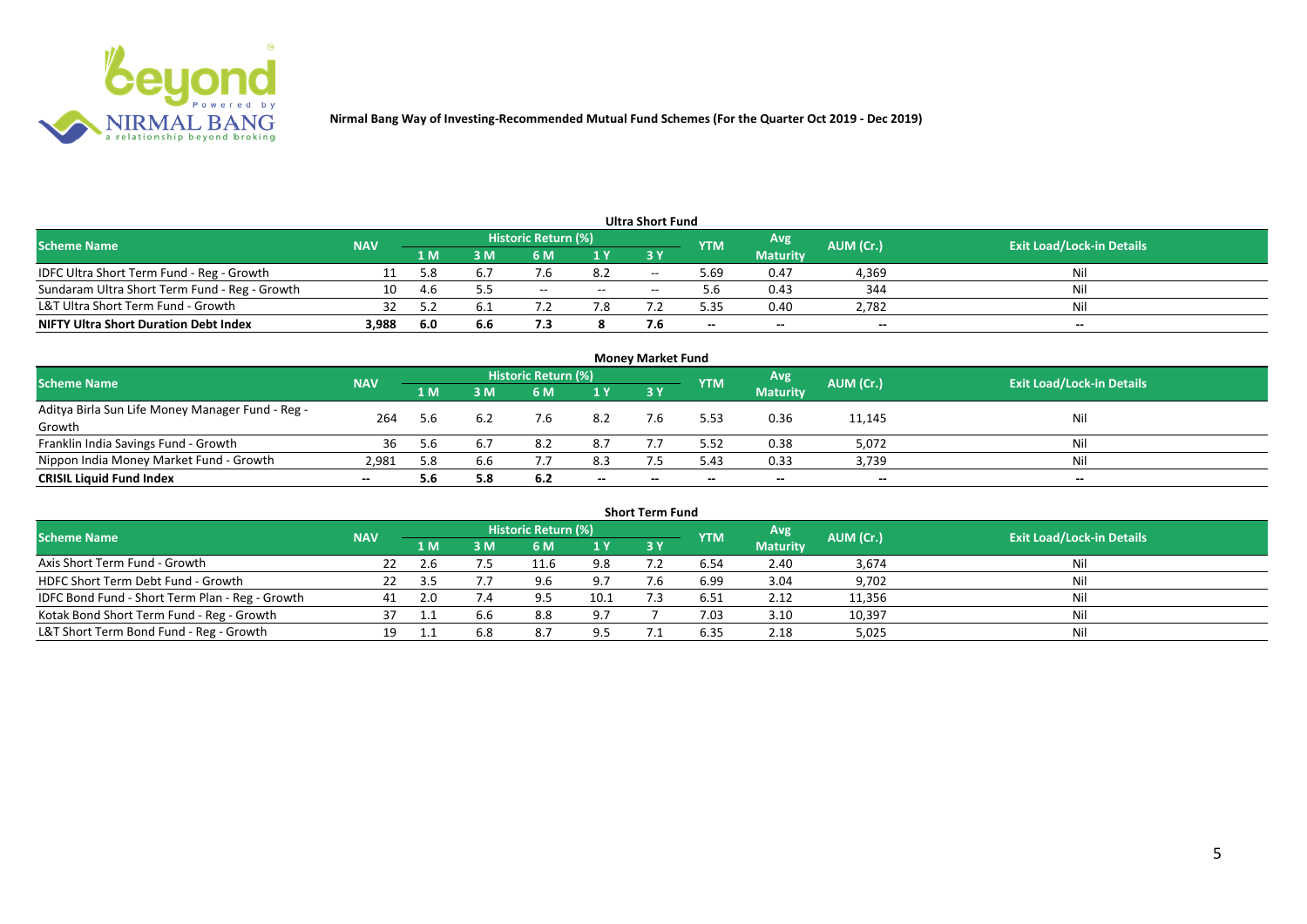**Nirmal Bang Way of Investing-Recommended Mutual Fund Schemes (For the Quarter Oct 2019 - Dec 2019)**

### Ultra Short Fund

| Scheme Name | NAV | Historic Return (%) | | | | | YTM | Avg Maturity | AUM (Cr.) | Exit Load/Lock-in Details |
|---|---|---|---|---|---|---|---|---|---|---|
| | | 1 M | 3 M | 6 M | 1 Y | 3 Y | | | | |
| IDFC Ultra Short Term Fund - Reg - Growth | 11 | 5.8 | 6.7 | 7.6 | 8.2 | -- | 5.69 | 0.47 | 4,369 | Nil |
| Sundaram Ultra Short Term Fund - Reg - Growth | 10 | 4.6 | 5.5 | -- | -- | -- | 5.6 | 0.43 | 344 | Nil |
| L&T Ultra Short Term Fund - Growth | 32 | 5.2 | 6.1 | 7.2 | 7.8 | 7.2 | 5.35 | 0.40 | 2,782 | Nil |
| **NIFTY Ultra Short Duration Debt Index** | **3,988** | **6.0** | **6.6** | **7.3** | **8** | **7.6** | **--** | **--** | **--** | **--** |

### Money Market Fund

| Scheme Name | NAV | Historic Return (%) | | | | | YTM | Avg Maturity | AUM (Cr.) | Exit Load/Lock-in Details |
|---|---|---|---|---|---|---|---|---|---|---|
| | | 1 M | 3 M | 6 M | 1 Y | 3 Y | | | | |
| Aditya Birla Sun Life Money Manager Fund - Reg - Growth | 264 | 5.6 | 6.2 | 7.6 | 8.2 | 7.6 | 5.53 | 0.36 | 11,145 | Nil |
| Franklin India Savings Fund - Growth | 36 | 5.6 | 6.7 | 8.2 | 8.7 | 7.7 | 5.52 | 0.38 | 5,072 | Nil |
| Nippon India Money Market Fund - Growth | 2,981 | 5.8 | 6.6 | 7.7 | 8.3 | 7.5 | 5.43 | 0.33 | 3,739 | Nil |
| **CRISIL Liquid Fund Index** | **--** | **5.6** | **5.8** | **6.2** | **--** | **--** | **--** | **--** | **--** | **--** |

### Short Term Fund

| Scheme Name | NAV | Historic Return (%) | | | | | YTM | Avg Maturity | AUM (Cr.) | Exit Load/Lock-in Details |
|---|---|---|---|---|---|---|---|---|---|---|
| | | 1 M | 3 M | 6 M | 1 Y | 3 Y | | | | |
| Axis Short Term Fund - Growth | 22 | 2.6 | 7.5 | 11.6 | 9.8 | 7.2 | 6.54 | 2.40 | 3,674 | Nil |
| HDFC Short Term Debt Fund - Growth | 22 | 3.5 | 7.7 | 9.6 | 9.7 | 7.6 | 6.99 | 3.04 | 9,702 | Nil |
| IDFC Bond Fund - Short Term Plan - Reg - Growth | 41 | 2.0 | 7.4 | 9.5 | 10.1 | 7.3 | 6.51 | 2.12 | 11,356 | Nil |
| Kotak Bond Short Term Fund - Reg - Growth | 37 | 1.1 | 6.6 | 8.8 | 9.7 | 7 | 7.03 | 3.10 | 10,397 | Nil |
| L&T Short Term Bond Fund - Reg - Growth | 19 | 1.1 | 6.8 | 8.7 | 9.5 | 7.1 | 6.35 | 2.18 | 5,025 | Nil |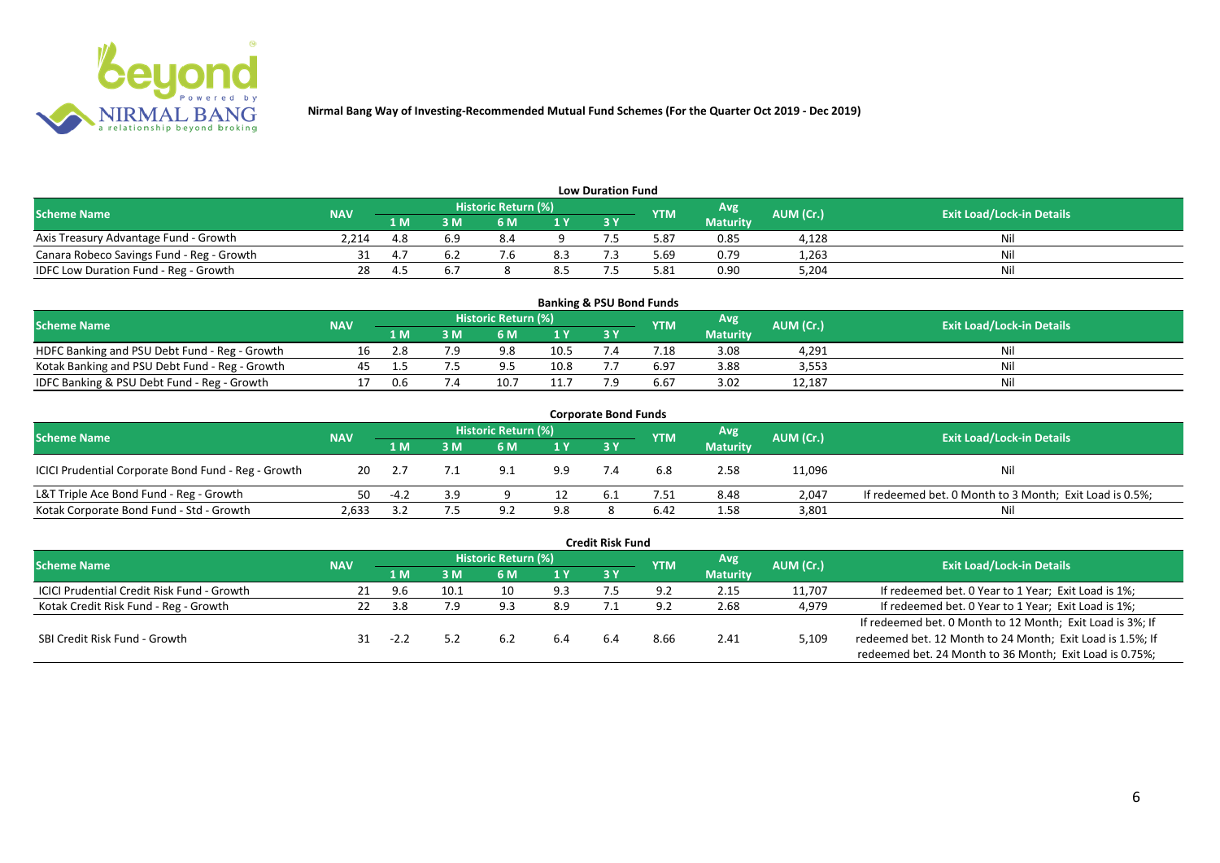# Nirmal Bang Way of Investing-Recommended Mutual Fund Schemes (For the Quarter Oct 2019 - Dec 2019)

## Low Duration Fund

| Scheme Name | NAV | Historic Return (%) | | | | | YTM | Avg Maturity | AUM (Cr.) | Exit Load/Lock-in Details |
|---|---|---|---|---|---|---|---|---|---|---|
| | | 1 M | 3 M | 6 M | 1 Y | 3 Y | | | | |
| Axis Treasury Advantage Fund - Growth | 2,214 | 4.8 | 6.9 | 8.4 | 9 | 7.5 | 5.87 | 0.85 | 4,128 | Nil |
| Canara Robeco Savings Fund - Reg - Growth | 31 | 4.7 | 6.2 | 7.6 | 8.3 | 7.3 | 5.69 | 0.79 | 1,263 | Nil |
| IDFC Low Duration Fund - Reg - Growth | 28 | 4.5 | 6.7 | 8 | 8.5 | 7.5 | 5.81 | 0.90 | 5,204 | Nil |

## Banking & PSU Bond Funds

| Scheme Name | NAV | Historic Return (%) | | | | | YTM | Avg Maturity | AUM (Cr.) | Exit Load/Lock-in Details |
|---|---|---|---|---|---|---|---|---|---|---|
| | | 1 M | 3 M | 6 M | 1 Y | 3 Y | | | | |
| HDFC Banking and PSU Debt Fund - Reg - Growth | 16 | 2.8 | 7.9 | 9.8 | 10.5 | 7.4 | 7.18 | 3.08 | 4,291 | Nil |
| Kotak Banking and PSU Debt Fund - Reg - Growth | 45 | 1.5 | 7.5 | 9.5 | 10.8 | 7.7 | 6.97 | 3.88 | 3,553 | Nil |
| IDFC Banking & PSU Debt Fund - Reg - Growth | 17 | 0.6 | 7.4 | 10.7 | 11.7 | 7.9 | 6.67 | 3.02 | 12,187 | Nil |

## Corporate Bond Funds

| Scheme Name | NAV | Historic Return (%) | | | | | YTM | Avg Maturity | AUM (Cr.) | Exit Load/Lock-in Details |
|---|---|---|---|---|---|---|---|---|---|---|
| | | 1 M | 3 M | 6 M | 1 Y | 3 Y | | | | |
| ICICI Prudential Corporate Bond Fund - Reg - Growth | 20 | 2.7 | 7.1 | 9.1 | 9.9 | 7.4 | 6.8 | 2.58 | 11,096 | Nil |
| L&T Triple Ace Bond Fund - Reg - Growth | 50 | -4.2 | 3.9 | 9 | 12 | 6.1 | 7.51 | 8.48 | 2,047 | If redeemed bet. 0 Month to 3 Month; Exit Load is 0.5%; |
| Kotak Corporate Bond Fund - Std - Growth | 2,633 | 3.2 | 7.5 | 9.2 | 9.8 | 8 | 6.42 | 1.58 | 3,801 | Nil |

## Credit Risk Fund

| Scheme Name | NAV | Historic Return (%) | | | | | YTM | Avg Maturity | AUM (Cr.) | Exit Load/Lock-in Details |
|---|---|---|---|---|---|---|---|---|---|---|
| | | 1 M | 3 M | 6 M | 1 Y | 3 Y | | | | |
| ICICI Prudential Credit Risk Fund - Growth | 21 | 9.6 | 10.1 | 10 | 9.3 | 7.5 | 9.2 | 2.15 | 11,707 | If redeemed bet. 0 Year to 1 Year; Exit Load is 1%; |
| Kotak Credit Risk Fund - Reg - Growth | 22 | 3.8 | 7.9 | 9.3 | 8.9 | 7.1 | 9.2 | 2.68 | 4,979 | If redeemed bet. 0 Year to 1 Year; Exit Load is 1%; |
| SBI Credit Risk Fund - Growth | 31 | -2.2 | 5.2 | 6.2 | 6.4 | 6.4 | 8.66 | 2.41 | 5,109 | If redeemed bet. 0 Month to 12 Month; Exit Load is 3%; If redeemed bet. 12 Month to 24 Month; Exit Load is 1.5%; If redeemed bet. 24 Month to 36 Month; Exit Load is 0.75%; |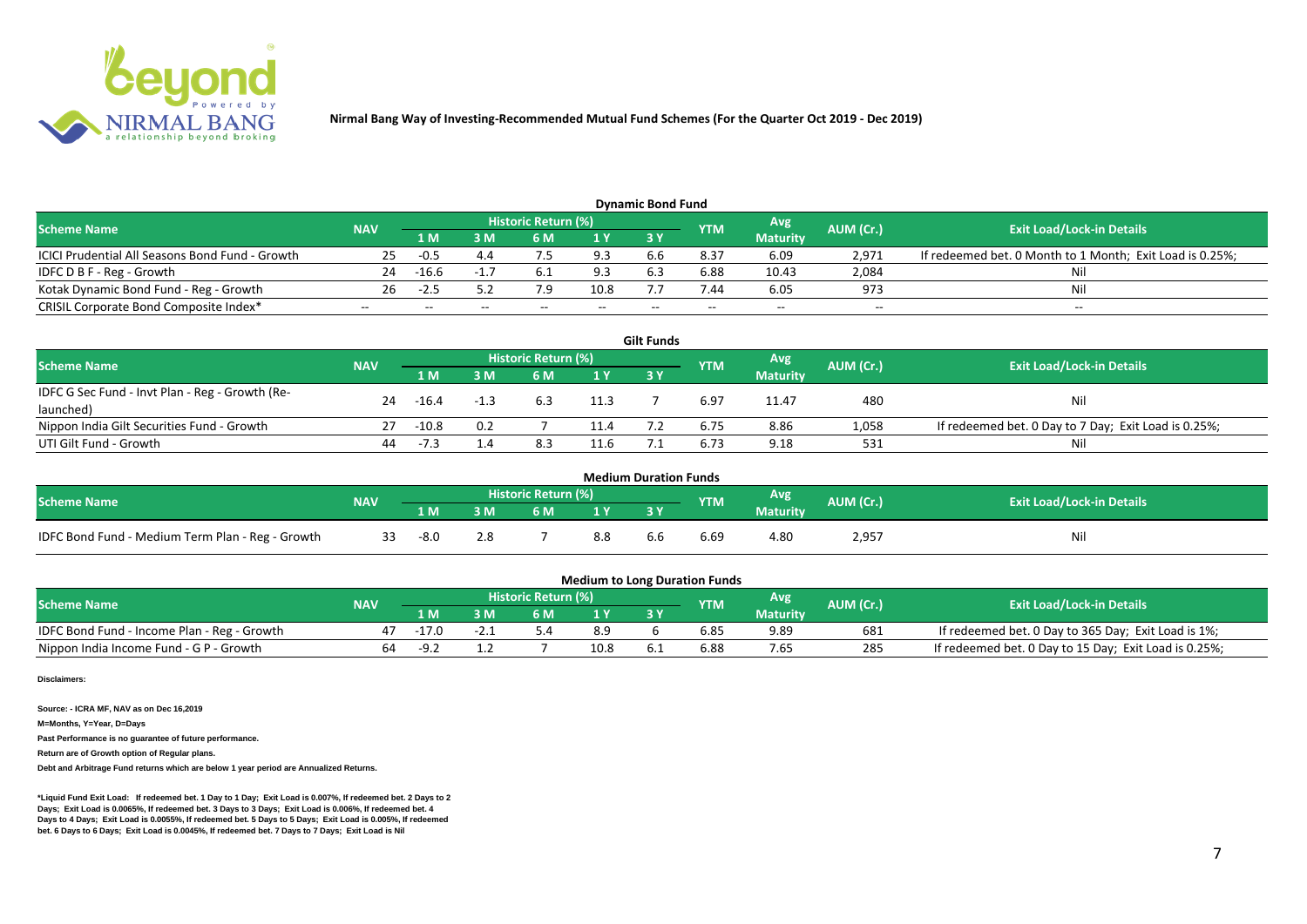**Nirmal Bang Way of Investing-Recommended Mutual Fund Schemes (For the Quarter Oct 2019 - Dec 2019)**

| Dynamic Bond Fund | | | | | | | | | | |
|---|---|---|---|---|---|---|---|---|---|---|
| Scheme Name | NAV | Historic Return (%) | | | | | YTM | Avg Maturity | AUM (Cr.) | Exit Load/Lock-in Details |
| | | 1 M | 3 M | 6 M | 1 Y | 3 Y | | | | |
| ICICI Prudential All Seasons Bond Fund - Growth | 25 | -0.5 | 4.4 | 7.5 | 9.3 | 6.6 | 8.37 | 6.09 | 2,971 | If redeemed bet. 0 Month to 1 Month; Exit Load is 0.25%; |
| IDFC D B F - Reg - Growth | 24 | -16.6 | -1.7 | 6.1 | 9.3 | 6.3 | 6.88 | 10.43 | 2,084 | Nil |
| Kotak Dynamic Bond Fund - Reg - Growth | 26 | -2.5 | 5.2 | 7.9 | 10.8 | 7.7 | 7.44 | 6.05 | 973 | Nil |
| CRISIL Corporate Bond Composite Index* | -- | -- | -- | -- | -- | -- | -- | -- | -- | -- |

| Gilt Funds | | | | | | | | | | |
|---|---|---|---|---|---|---|---|---|---|---|
| Scheme Name | NAV | Historic Return (%) | | | | | YTM | Avg Maturity | AUM (Cr.) | Exit Load/Lock-in Details |
| | | 1 M | 3 M | 6 M | 1 Y | 3 Y | | | | |
| IDFC G Sec Fund - Invt Plan - Reg - Growth (Re-launched) | 24 | -16.4 | -1.3 | 6.3 | 11.3 | 7 | 6.97 | 11.47 | 480 | Nil |
| Nippon India Gilt Securities Fund - Growth | 27 | -10.8 | 0.2 | 7 | 11.4 | 7.2 | 6.75 | 8.86 | 1,058 | If redeemed bet. 0 Day to 7 Day; Exit Load is 0.25%; |
| UTI Gilt Fund - Growth | 44 | -7.3 | 1.4 | 8.3 | 11.6 | 7.1 | 6.73 | 9.18 | 531 | Nil |

| Medium Duration Funds | | | | | | | | | | |
|---|---|---|---|---|---|---|---|---|---|---|
| Scheme Name | NAV | Historic Return (%) | | | | | YTM | Avg Maturity | AUM (Cr.) | Exit Load/Lock-in Details |
| | | 1 M | 3 M | 6 M | 1 Y | 3 Y | | | | |
| IDFC Bond Fund - Medium Term Plan - Reg - Growth | 33 | -8.0 | 2.8 | 7 | 8.8 | 6.6 | 6.69 | 4.80 | 2,957 | Nil |

| Medium to Long Duration Funds | | | | | | | | | | |
|---|---|---|---|---|---|---|---|---|---|---|
| Scheme Name | NAV | Historic Return (%) | | | | | YTM | Avg Maturity | AUM (Cr.) | Exit Load/Lock-in Details |
| | | 1 M | 3 M | 6 M | 1 Y | 3 Y | | | | |
| IDFC Bond Fund - Income Plan - Reg - Growth | 47 | -17.0 | -2.1 | 5.4 | 8.9 | 6 | 6.85 | 9.89 | 681 | If redeemed bet. 0 Day to 365 Day; Exit Load is 1%; |
| Nippon India Income Fund - G P - Growth | 64 | -9.2 | 1.2 | 7 | 10.8 | 6.1 | 6.88 | 7.65 | 285 | If redeemed bet. 0 Day to 15 Day; Exit Load is 0.25%; |

**Disclaimers:**

**Source: - ICRA MF, NAV as on Dec 16,2019**

**M=Months, Y=Year, D=Days**

**Past Performance is no guarantee of future performance.**

**Return are of Growth option of Regular plans.**

**Debt and Arbitrage Fund returns which are below 1 year period are Annualized Returns.**

**\*Liquid Fund Exit Load: If redeemed bet. 1 Day to 1 Day; Exit Load is 0.007%, If redeemed bet. 2 Days to 2 Days; Exit Load is 0.0065%, If redeemed bet. 3 Days to 3 Days; Exit Load is 0.006%, If redeemed bet. 4 Days to 4 Days; Exit Load is 0.0055%, If redeemed bet. 5 Days to 5 Days; Exit Load is 0.005%, If redeemed bet. 6 Days to 6 Days; Exit Load is 0.0045%, If redeemed bet. 7 Days to 7 Days; Exit Load is Nil**